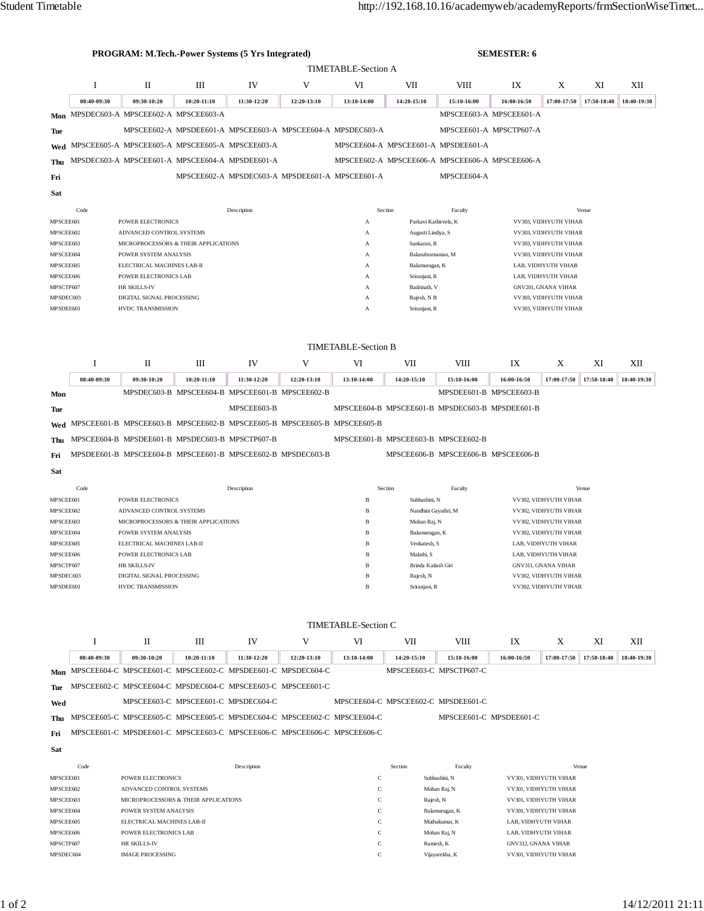**PROGRAM: M.Tech.-Power Systems (5 Yrs Integrated)** **SEMESTER: 6**

## TIMETABLE-Section A

| | I | II | III | IV | V | VI | VII | VIII | IX | X | XI | XII |
|---|---|---|---|---|---|---|---|---|---|---|---|---|
| | 08:40-09:30 | 09:30-10:20 | 10:20-11:10 | 11:30-12:20 | 12:20-13:10 | 13:10-14:00 | 14:20-15:10 | 15:10-16:00 | 16:00-16:50 | 17:00-17:50 | 17:50-18:40 | 18:40-19:30 |
| **Mon** | MPSDEC603-A | MPSCEE602-A | MPSCEE603-A | | | | | MPSCEE603-A | MPSCEE601-A | | | |
| **Tue** | | MPSCEE602-A | MPSDEE601-A | MPSCEE603-A | MPSCEE604-A | MPSDEC603-A | | MPSCEE601-A | MPSCTP607-A | | | |
| **Wed** | MPSCEE605-A | MPSCEE605-A | MPSCEE605-A | MPSCEE603-A | | MPSCEE604-A | MPSCEE601-A | MPSDEE601-A | | | | |
| **Thu** | MPSDEC603-A | MPSCEE601-A | MPSCEE604-A | MPSDEE601-A | | MPSCEE602-A | MPSCEE606-A | MPSCEE606-A | MPSCEE606-A | | | |
| **Fri** | | | MPSCEE602-A | MPSDEC603-A | MPSDEE601-A | MPSCEE601-A | | MPSCEE604-A | | | | |
| **Sat** | | | | | | | | | | | | |

| Code | Description | Section | Faculty | Venue |
|---|---|---|---|---|
| MPSCEE601 | POWER ELECTRONICS | A | Parkavi Kathirvelu, K | VV303, VIDHYUTH VIHAR |
| MPSCEE602 | ADVANCED CONTROL SYSTEMS | A | Augusti Lindiya, S | VV303, VIDHYUTH VIHAR |
| MPSCEE603 | MICROPROCESSORS & THEIR APPLICATIONS | A | Sankaran, R | VV303, VIDHYUTH VIHAR |
| MPSCEE604 | POWER SYSTEM ANALYSIS | A | Balasubramanian, M | VV303, VIDHYUTH VIHAR |
| MPSCEE605 | ELECTRICAL MACHINES LAB-II | A | Balamurugan, K | LAB, VIDHYUTH VIHAR |
| MPSCEE606 | POWER ELECTRONICS LAB | A | Sriranjani, R | LAB, VIDHYUTH VIHAR |
| MPSCTP607 | HR SKILLS-IV | A | Badrinath, V | GNV201, GNANA VIHAR |
| MPSDEC603 | DIGITAL SIGNAL PROCESSING | A | Rajesh, N B | VV303, VIDHYUTH VIHAR |
| MPSDEE601 | HVDC TRANSMISSION | A | Sriranjani, R | VV303, VIDHYUTH VIHAR |

## TIMETABLE-Section B

| | I | II | III | IV | V | VI | VII | VIII | IX | X | XI | XII |
|---|---|---|---|---|---|---|---|---|---|---|---|---|
| | 08:40-09:30 | 09:30-10:20 | 10:20-11:10 | 11:30-12:20 | 12:20-13:10 | 13:10-14:00 | 14:20-15:10 | 15:10-16:00 | 16:00-16:50 | 17:00-17:50 | 17:50-18:40 | 18:40-19:30 |
| **Mon** | | MPSDEC603-B | MPSCEE604-B | MPSCEE601-B | MPSCEE602-B | | | MPSDEE601-B | MPSCEE603-B | | | |
| **Tue** | | | | MPSCEE603-B | | MPSCEE604-B | MPSCEE601-B | MPSDEC603-B | MPSDEE601-B | | | |
| **Wed** | MPSCEE601-B | MPSCEE603-B | MPSCEE602-B | MPSCEE605-B | MPSCEE605-B | MPSCEE605-B | | | | | | |
| **Thu** | MPSCEE604-B | MPSDEE601-B | MPSDEC603-B | MPSCTP607-B | | MPSCEE601-B | MPSCEE603-B | MPSCEE602-B | | | | |
| **Fri** | MPSDEE601-B | MPSCEE604-B | MPSCEE601-B | MPSCEE602-B | MPSDEC603-B | | MPSCEE606-B | MPSCEE606-B | MPSCEE606-B | | | |
| **Sat** | | | | | | | | | | | | |

| Code | Description | Section | Faculty | Venue |
|---|---|---|---|---|
| MPSCEE601 | POWER ELECTRONICS | B | Subhashini, N | VV302, VIDHYUTH VIHAR |
| MPSCEE602 | ADVANCED CONTROL SYSTEMS | B | Nandhini Gayathri, M | VV302, VIDHYUTH VIHAR |
| MPSCEE603 | MICROPROCESSORS & THEIR APPLICATIONS | B | Mohan Raj, N | VV302, VIDHYUTH VIHAR |
| MPSCEE604 | POWER SYSTEM ANALYSIS | B | Balamurugan, K | VV302, VIDHYUTH VIHAR |
| MPSCEE605 | ELECTRICAL MACHINES LAB-II | B | Venkatesh, S | LAB, VIDHYUTH VIHAR |
| MPSCEE606 | POWER ELECTRONICS LAB | B | Malathi, S | LAB, VIDHYUTH VIHAR |
| MPSCTP607 | HR SKILLS-IV | B | Brinda Kailash Giri | GNV311, GNANA VIHAR |
| MPSDEC603 | DIGITAL SIGNAL PROCESSING | B | Rajesh, N | VV302, VIDHYUTH VIHAR |
| MPSDEE601 | HVDC TRANSMISSION | B | Sriranjani, R | VV302, VIDHYUTH VIHAR |

## TIMETABLE-Section C

| | I | II | III | IV | V | VI | VII | VIII | IX | X | XI | XII |
|---|---|---|---|---|---|---|---|---|---|---|---|---|
| | 08:40-09:30 | 09:30-10:20 | 10:20-11:10 | 11:30-12:20 | 12:20-13:10 | 13:10-14:00 | 14:20-15:10 | 15:10-16:00 | 16:00-16:50 | 17:00-17:50 | 17:50-18:40 | 18:40-19:30 |
| **Mon** | MPSCEE604-C | MPSCEE601-C | MPSCEE602-C | MPSDEE601-C | MPSDEC604-C | | MPSCEE603-C | MPSCTP607-C | | | | |
| **Tue** | MPSCEE602-C | MPSCEE604-C | MPSDEC604-C | MPSCEE603-C | MPSCEE601-C | | | | | | | |
| **Wed** | | MPSCEE603-C | MPSCEE601-C | MPSDEC604-C | | MPSCEE604-C | MPSCEE602-C | MPSDEE601-C | | | | |
| **Thu** | MPSCEE605-C | MPSCEE605-C | MPSCEE605-C | MPSDEC604-C | MPSCEE602-C | MPSCEE604-C | | MPSCEE601-C | MPSDEE601-C | | | |
| **Fri** | MPSCEE601-C | MPSDEE601-C | MPSCEE603-C | MPSCEE606-C | MPSCEE606-C | MPSCEE606-C | | | | | | |
| **Sat** | | | | | | | | | | | | |

| Code | Description | Section | Faculty | Venue |
|---|---|---|---|---|
| MPSCEE601 | POWER ELECTRONICS | C | Subhashini, N | VV301, VIDHYUTH VIHAR |
| MPSCEE602 | ADVANCED CONTROL SYSTEMS | C | Mohan Raj, N | VV301, VIDHYUTH VIHAR |
| MPSCEE603 | MICROPROCESSORS & THEIR APPLICATIONS | C | Rajesh, N | VV301, VIDHYUTH VIHAR |
| MPSCEE604 | POWER SYSTEM ANALYSIS | C | Balamurugan, K | VV301, VIDHYUTH VIHAR |
| MPSCEE605 | ELECTRICAL MACHINES LAB-II | C | Muthukumar, K | LAB, VIDHYUTH VIHAR |
| MPSCEE606 | POWER ELECTRONICS LAB | C | Mohan Raj, N | LAB, VIDHYUTH VIHAR |
| MPSCTP607 | HR SKILLS-IV | C | Ramesh, K | GNV312, GNANA VIHAR |
| MPSDEC604 | IMAGE PROCESSING | C | Vijayarekha, K | VV301, VIDHYUTH VIHAR |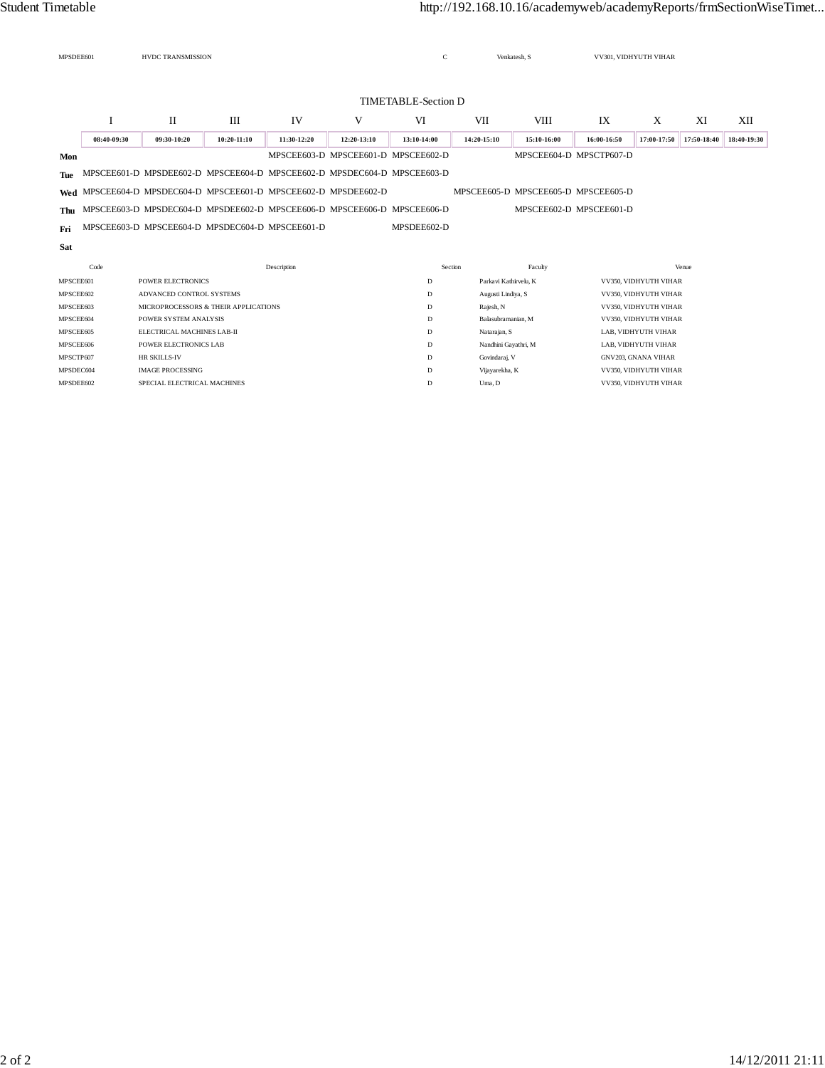| | | | | |
|---|---|---|---|---|
| MPSDEE601 | HVDC TRANSMISSION | C | Venkatesh, S | VV301, VIDHYUTH VIHAR |

## TIMETABLE-Section D

| | I | II | III | IV | V | VI | VII | VIII | IX | X | XI | XII |
|---|---|---|---|---|---|---|---|---|---|---|---|---|
| | 08:40-09:30 | 09:30-10:20 | 10:20-11:10 | 11:30-12:20 | 12:20-13:10 | 13:10-14:00 | 14:20-15:10 | 15:10-16:00 | 16:00-16:50 | 17:00-17:50 | 17:50-18:40 | 18:40-19:30 |
| **Mon** | | | | MPSCEE603-D | MPSCEE601-D | MPSCEE602-D | | MPSCEE604-D | MPSCTP607-D | | | |
| **Tue** | MPSCEE601-D | MPSDEE602-D | MPSCEE604-D | MPSCEE602-D | MPSDEC604-D | MPSCEE603-D | | | | | | |
| **Wed** | MPSCEE604-D | MPSDEC604-D | MPSCEE601-D | MPSCEE602-D | MPSDEE602-D | | MPSCEE605-D | MPSCEE605-D | MPSCEE605-D | | | |
| **Thu** | MPSCEE603-D | MPSDEC604-D | MPSDEE602-D | MPSCEE606-D | MPSCEE606-D | MPSCEE606-D | | MPSCEE602-D | MPSCEE601-D | | | |
| **Fri** | MPSCEE603-D | MPSCEE604-D | MPSDEC604-D | MPSCEE601-D | | MPSDEE602-D | | | | | | |
| **Sat** | | | | | | | | | | | | |

| Code | Description | Section | Faculty | Venue |
|---|---|---|---|---|
| MPSCEE601 | POWER ELECTRONICS | D | Parkavi Kathirvelu, K | VV350, VIDHYUTH VIHAR |
| MPSCEE602 | ADVANCED CONTROL SYSTEMS | D | Augusti Lindiya, S | VV350, VIDHYUTH VIHAR |
| MPSCEE603 | MICROPROCESSORS & THEIR APPLICATIONS | D | Rajesh, N | VV350, VIDHYUTH VIHAR |
| MPSCEE604 | POWER SYSTEM ANALYSIS | D | Balasubramanian, M | VV350, VIDHYUTH VIHAR |
| MPSCEE605 | ELECTRICAL MACHINES LAB-II | D | Natarajan, S | LAB, VIDHYUTH VIHAR |
| MPSCEE606 | POWER ELECTRONICS LAB | D | Nandhini Gayathri, M | LAB, VIDHYUTH VIHAR |
| MPSCTP607 | HR SKILLS-IV | D | Govindaraj, V | GNV203, GNANA VIHAR |
| MPSDEC604 | IMAGE PROCESSING | D | Vijayarekha, K | VV350, VIDHYUTH VIHAR |
| MPSDEE602 | SPECIAL ELECTRICAL MACHINES | D | Uma, D | VV350, VIDHYUTH VIHAR |